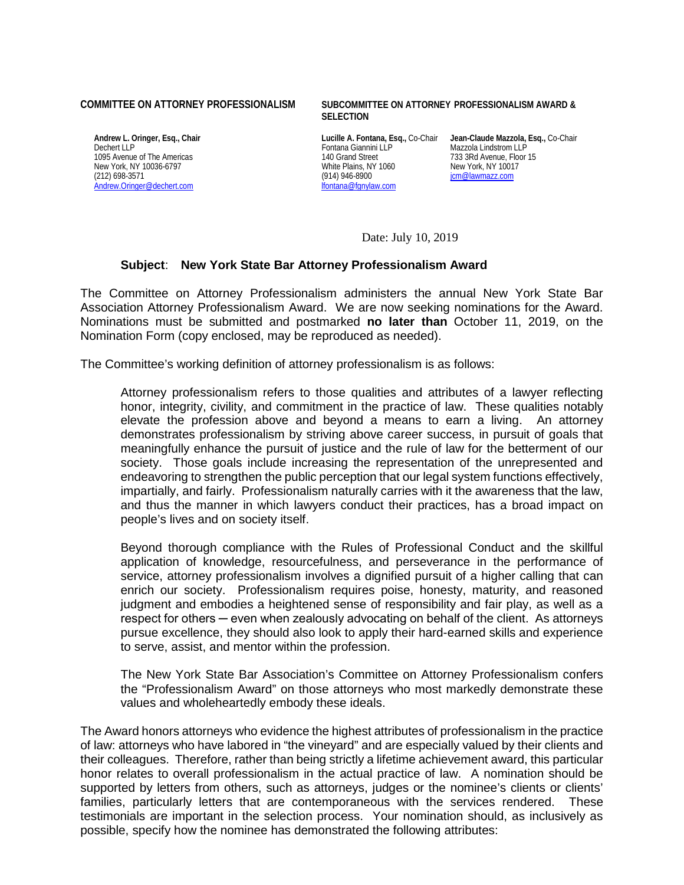**COMMITTEE ON ATTORNEY PROFESSIONALISM**

**Andrew L. Oringer, Esq., Chair**
Dechert LLP
1095 Avenue of The Americas
New York, NY 10036-6797
(212) 698-3571
Andrew.Oringer@dechert.com

**SUBCOMMITTEE ON ATTORNEY PROFESSIONALISM AWARD & SELECTION**

**Lucille A. Fontana, Esq.,** Co-Chair
Fontana Giannini LLP
140 Grand Street
White Plains, NY 1060
(914) 946-8900
lfontana@fgnylaw.com

**Jean-Claude Mazzola, Esq.,** Co-Chair
Mazzola Lindstrom LLP
733 3Rd Avenue, Floor 15
New York, NY 10017
jcm@lawmazz.com

Date: July 10, 2019

**Subject**: **New York State Bar Attorney Professionalism Award**

The Committee on Attorney Professionalism administers the annual New York State Bar Association Attorney Professionalism Award. We are now seeking nominations for the Award. Nominations must be submitted and postmarked **no later than** October 11, 2019, on the Nomination Form (copy enclosed, may be reproduced as needed).

The Committee's working definition of attorney professionalism is as follows:

> Attorney professionalism refers to those qualities and attributes of a lawyer reflecting honor, integrity, civility, and commitment in the practice of law. These qualities notably elevate the profession above and beyond a means to earn a living. An attorney demonstrates professionalism by striving above career success, in pursuit of goals that meaningfully enhance the pursuit of justice and the rule of law for the betterment of our society. Those goals include increasing the representation of the unrepresented and endeavoring to strengthen the public perception that our legal system functions effectively, impartially, and fairly. Professionalism naturally carries with it the awareness that the law, and thus the manner in which lawyers conduct their practices, has a broad impact on people's lives and on society itself.
>
> Beyond thorough compliance with the Rules of Professional Conduct and the skillful application of knowledge, resourcefulness, and perseverance in the performance of service, attorney professionalism involves a dignified pursuit of a higher calling that can enrich our society. Professionalism requires poise, honesty, maturity, and reasoned judgment and embodies a heightened sense of responsibility and fair play, as well as a respect for others ─ even when zealously advocating on behalf of the client. As attorneys pursue excellence, they should also look to apply their hard-earned skills and experience to serve, assist, and mentor within the profession.
>
> The New York State Bar Association's Committee on Attorney Professionalism confers the "Professionalism Award" on those attorneys who most markedly demonstrate these values and wholeheartedly embody these ideals.

The Award honors attorneys who evidence the highest attributes of professionalism in the practice of law: attorneys who have labored in "the vineyard" and are especially valued by their clients and their colleagues. Therefore, rather than being strictly a lifetime achievement award, this particular honor relates to overall professionalism in the actual practice of law. A nomination should be supported by letters from others, such as attorneys, judges or the nominee's clients or clients' families, particularly letters that are contemporaneous with the services rendered. These testimonials are important in the selection process. Your nomination should, as inclusively as possible, specify how the nominee has demonstrated the following attributes: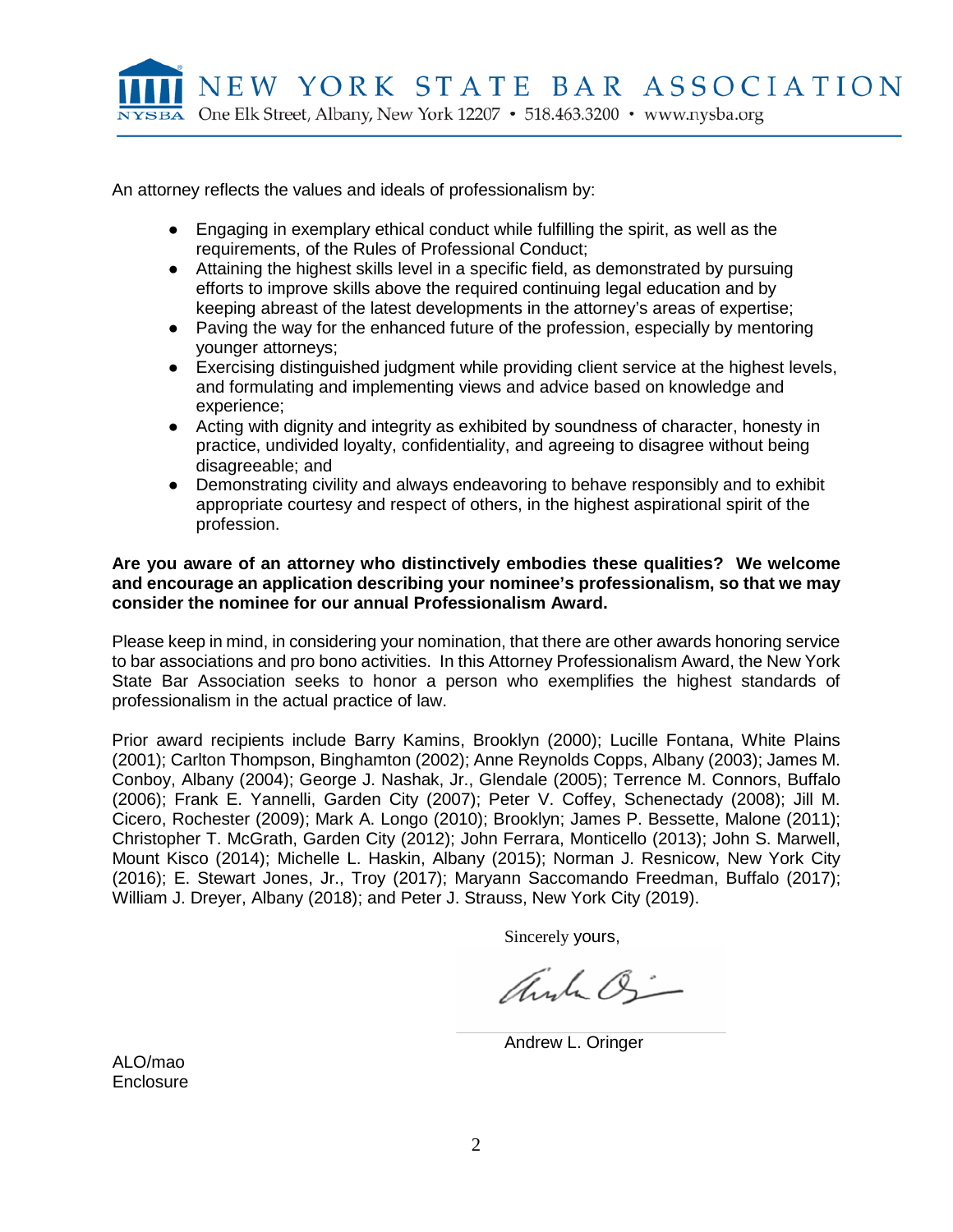NEW YORK STATE BAR ASSOCIATION

One Elk Street, Albany, New York 12207 • 518.463.3200 • www.nysba.org

An attorney reflects the values and ideals of professionalism by:

- Engaging in exemplary ethical conduct while fulfilling the spirit, as well as the requirements, of the Rules of Professional Conduct;
- Attaining the highest skills level in a specific field, as demonstrated by pursuing efforts to improve skills above the required continuing legal education and by keeping abreast of the latest developments in the attorney's areas of expertise;
- Paving the way for the enhanced future of the profession, especially by mentoring younger attorneys;
- Exercising distinguished judgment while providing client service at the highest levels, and formulating and implementing views and advice based on knowledge and experience;
- Acting with dignity and integrity as exhibited by soundness of character, honesty in practice, undivided loyalty, confidentiality, and agreeing to disagree without being disagreeable; and
- Demonstrating civility and always endeavoring to behave responsibly and to exhibit appropriate courtesy and respect of others, in the highest aspirational spirit of the profession.

**Are you aware of an attorney who distinctively embodies these qualities? We welcome and encourage an application describing your nominee's professionalism, so that we may consider the nominee for our annual Professionalism Award.**

Please keep in mind, in considering your nomination, that there are other awards honoring service to bar associations and pro bono activities. In this Attorney Professionalism Award, the New York State Bar Association seeks to honor a person who exemplifies the highest standards of professionalism in the actual practice of law.

Prior award recipients include Barry Kamins, Brooklyn (2000); Lucille Fontana, White Plains (2001); Carlton Thompson, Binghamton (2002); Anne Reynolds Copps, Albany (2003); James M. Conboy, Albany (2004); George J. Nashak, Jr., Glendale (2005); Terrence M. Connors, Buffalo (2006); Frank E. Yannelli, Garden City (2007); Peter V. Coffey, Schenectady (2008); Jill M. Cicero, Rochester (2009); Mark A. Longo (2010); Brooklyn; James P. Bessette, Malone (2011); Christopher T. McGrath, Garden City (2012); John Ferrara, Monticello (2013); John S. Marwell, Mount Kisco (2014); Michelle L. Haskin, Albany (2015); Norman J. Resnicow, New York City (2016); E. Stewart Jones, Jr., Troy (2017); Maryann Saccomando Freedman, Buffalo (2017); William J. Dreyer, Albany (2018); and Peter J. Strauss, New York City (2019).

Sincerely yours,

Andrew L. Oringer

ALO/mao
Enclosure